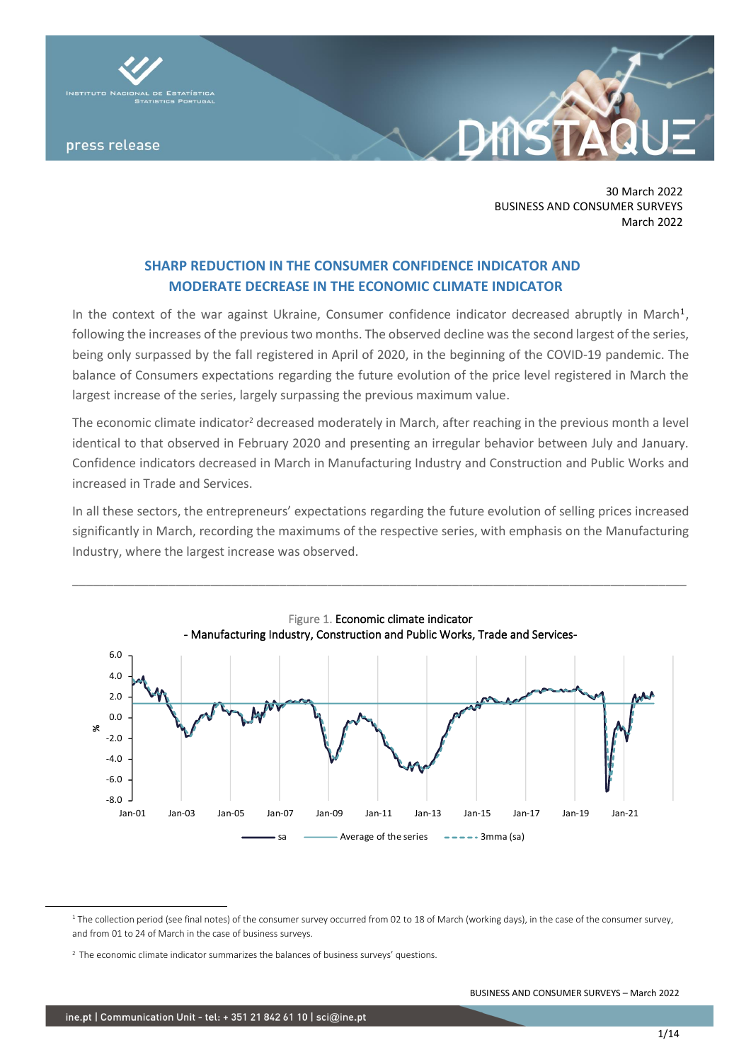30 March 2022
BUSINESS AND CONSUMER SURVEYS
March 2022

## SHARP REDUCTION IN THE CONSUMER CONFIDENCE INDICATOR AND MODERATE DECREASE IN THE ECONOMIC CLIMATE INDICATOR

In the context of the war against Ukraine, Consumer confidence indicator decreased abruptly in March[1], following the increases of the previous two months. The observed decline was the second largest of the series, being only surpassed by the fall registered in April of 2020, in the beginning of the COVID-19 pandemic. The balance of Consumers expectations regarding the future evolution of the price level registered in March the largest increase of the series, largely surpassing the previous maximum value.

The economic climate indicator[2] decreased moderately in March, after reaching in the previous month a level identical to that observed in February 2020 and presenting an irregular behavior between July and January. Confidence indicators decreased in March in Manufacturing Industry and Construction and Public Works and increased in Trade and Services.

In all these sectors, the entrepreneurs' expectations regarding the future evolution of selling prices increased significantly in March, recording the maximums of the respective series, with emphasis on the Manufacturing Industry, where the largest increase was observed.

---

Figure 1. Economic climate indicator
- Manufacturing Industry, Construction and Public Works, Trade and Services-

---

[1] The collection period (see final notes) of the consumer survey occurred from 02 to 18 of March (working days), in the case of the consumer survey, and from 01 to 24 of March in the case of business surveys.

[2] The economic climate indicator summarizes the balances of business surveys' questions.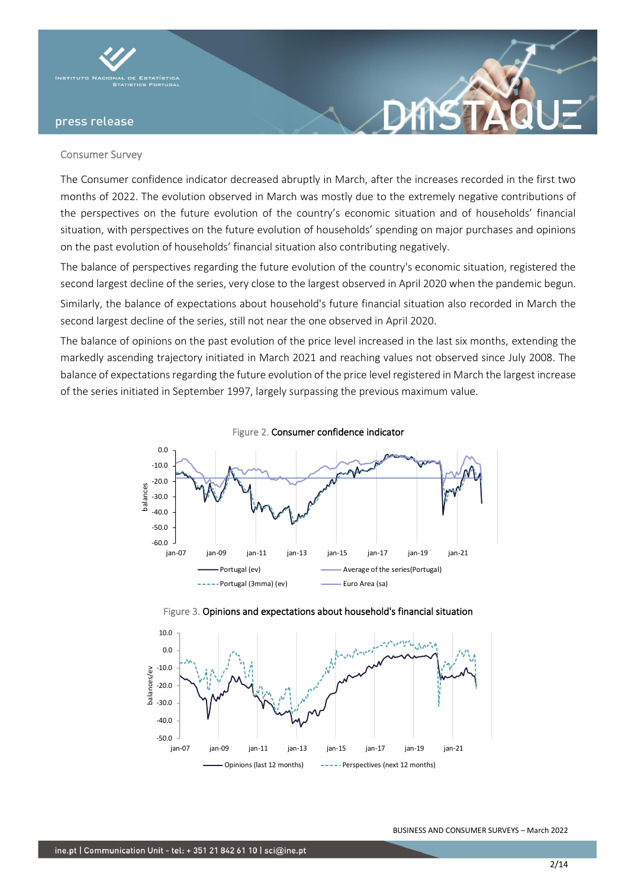## Consumer Survey

The Consumer confidence indicator decreased abruptly in March, after the increases recorded in the first two months of 2022. The evolution observed in March was mostly due to the extremely negative contributions of the perspectives on the future evolution of the country's economic situation and of households' financial situation, with perspectives on the future evolution of households' spending on major purchases and opinions on the past evolution of households' financial situation also contributing negatively.

The balance of perspectives regarding the future evolution of the country's economic situation, registered the second largest decline of the series, very close to the largest observed in April 2020 when the pandemic begun.

Similarly, the balance of expectations about household's future financial situation also recorded in March the second largest decline of the series, still not near the one observed in April 2020.

The balance of opinions on the past evolution of the price level increased in the last six months, extending the markedly ascending trajectory initiated in March 2021 and reaching values not observed since July 2008. The balance of expectations regarding the future evolution of the price level registered in March the largest increase of the series initiated in September 1997, largely surpassing the previous maximum value.

Figure 2. Consumer confidence indicator

Figure 3. Opinions and expectations about household's financial situation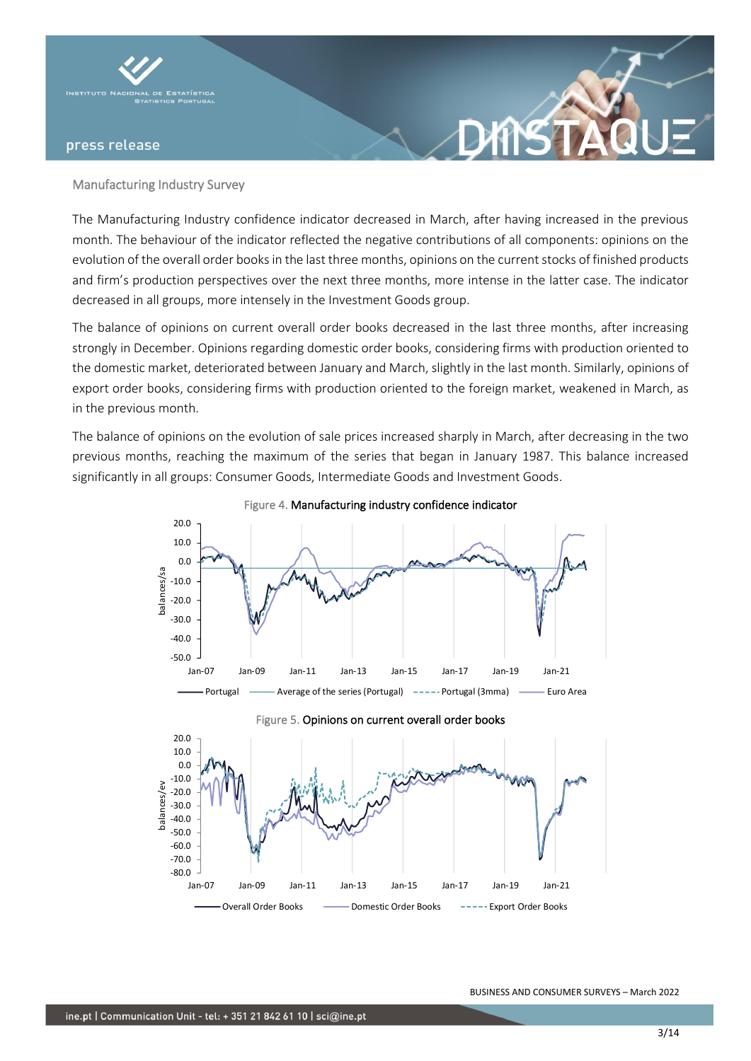## Manufacturing Industry Survey

The Manufacturing Industry confidence indicator decreased in March, after having increased in the previous month. The behaviour of the indicator reflected the negative contributions of all components: opinions on the evolution of the overall order books in the last three months, opinions on the current stocks of finished products and firm's production perspectives over the next three months, more intense in the latter case. The indicator decreased in all groups, more intensely in the Investment Goods group.

The balance of opinions on current overall order books decreased in the last three months, after increasing strongly in December. Opinions regarding domestic order books, considering firms with production oriented to the domestic market, deteriorated between January and March, slightly in the last month. Similarly, opinions of export order books, considering firms with production oriented to the foreign market, weakened in March, as in the previous month.

The balance of opinions on the evolution of sale prices increased sharply in March, after decreasing in the two previous months, reaching the maximum of the series that began in January 1987. This balance increased significantly in all groups: Consumer Goods, Intermediate Goods and Investment Goods.

Figure 4. Manufacturing industry confidence indicator

Figure 5. Opinions on current overall order books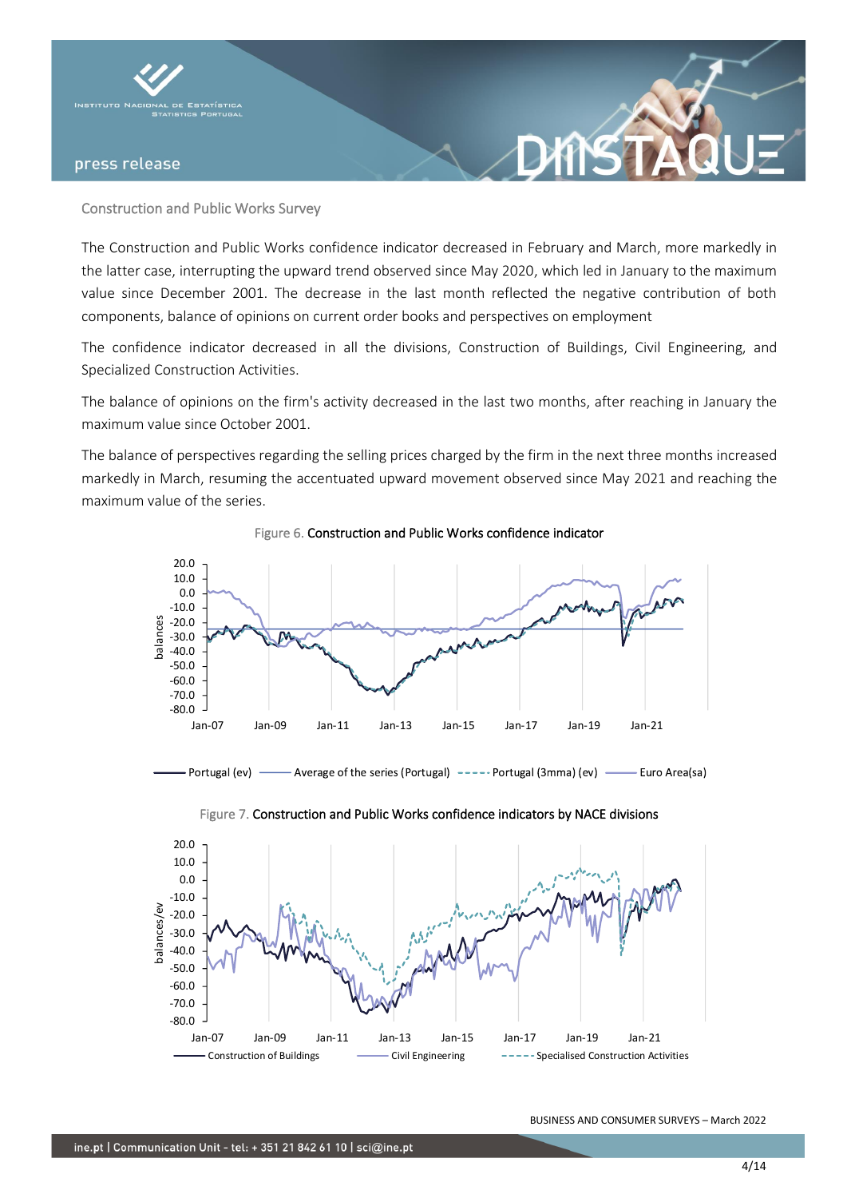Construction and Public Works Survey

The Construction and Public Works confidence indicator decreased in February and March, more markedly in the latter case, interrupting the upward trend observed since May 2020, which led in January to the maximum value since December 2001. The decrease in the last month reflected the negative contribution of both components, balance of opinions on current order books and perspectives on employment

The confidence indicator decreased in all the divisions, Construction of Buildings, Civil Engineering, and Specialized Construction Activities.

The balance of opinions on the firm's activity decreased in the last two months, after reaching in January the maximum value since October 2001.

The balance of perspectives regarding the selling prices charged by the firm in the next three months increased markedly in March, resuming the accentuated upward movement observed since May 2021 and reaching the maximum value of the series.

Figure 6. Construction and Public Works confidence indicator

Figure 7. Construction and Public Works confidence indicators by NACE divisions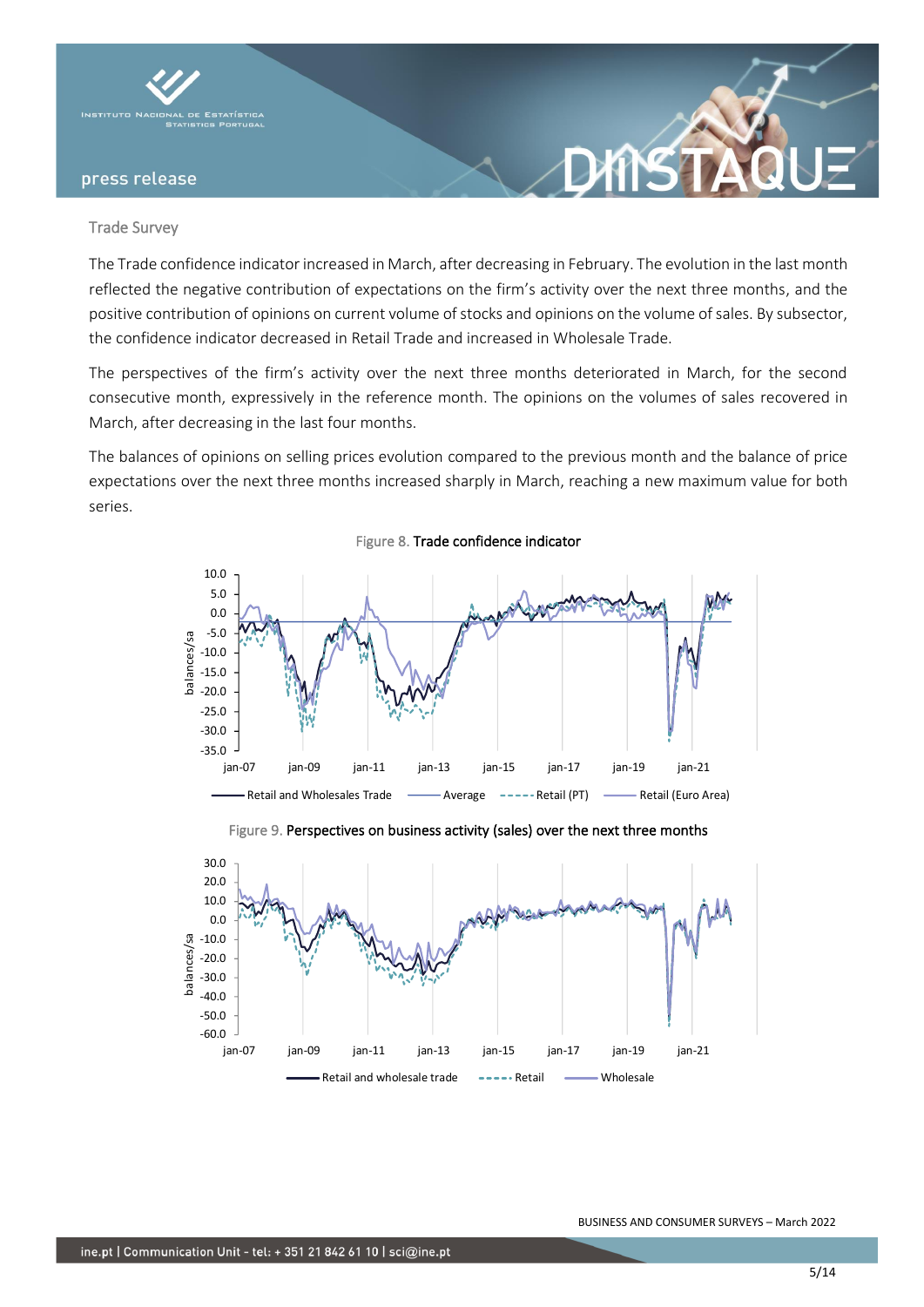## Trade Survey

The Trade confidence indicator increased in March, after decreasing in February. The evolution in the last month reflected the negative contribution of expectations on the firm's activity over the next three months, and the positive contribution of opinions on current volume of stocks and opinions on the volume of sales. By subsector, the confidence indicator decreased in Retail Trade and increased in Wholesale Trade.

The perspectives of the firm's activity over the next three months deteriorated in March, for the second consecutive month, expressively in the reference month. The opinions on the volumes of sales recovered in March, after decreasing in the last four months.

The balances of opinions on selling prices evolution compared to the previous month and the balance of price expectations over the next three months increased sharply in March, reaching a new maximum value for both series.

Figure 8. Trade confidence indicator

Figure 9. Perspectives on business activity (sales) over the next three months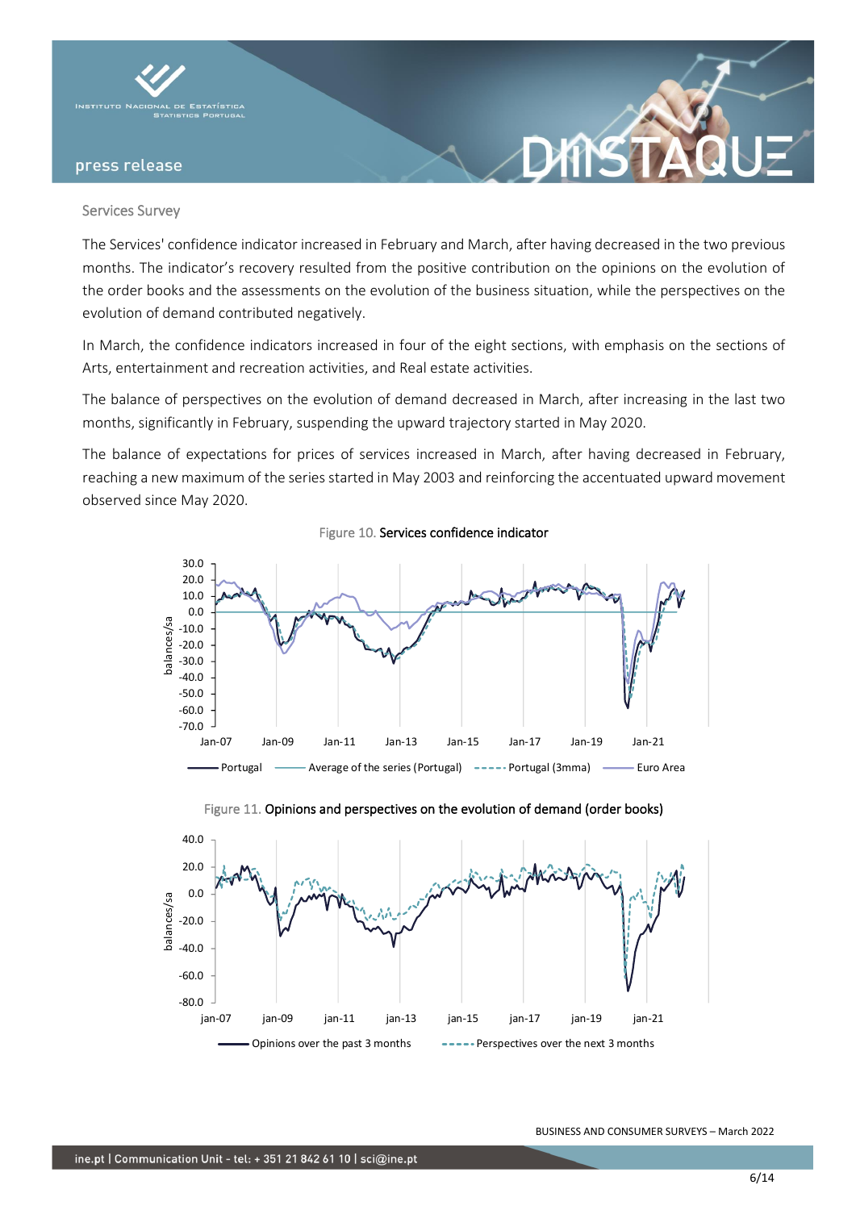## Services Survey

The Services' confidence indicator increased in February and March, after having decreased in the two previous months. The indicator's recovery resulted from the positive contribution on the opinions on the evolution of the order books and the assessments on the evolution of the business situation, while the perspectives on the evolution of demand contributed negatively.

In March, the confidence indicators increased in four of the eight sections, with emphasis on the sections of Arts, entertainment and recreation activities, and Real estate activities.

The balance of perspectives on the evolution of demand decreased in March, after increasing in the last two months, significantly in February, suspending the upward trajectory started in May 2020.

The balance of expectations for prices of services increased in March, after having decreased in February, reaching a new maximum of the series started in May 2003 and reinforcing the accentuated upward movement observed since May 2020.

Figure 10. **Services confidence indicator**

Figure 11. **Opinions and perspectives on the evolution of demand (order books)**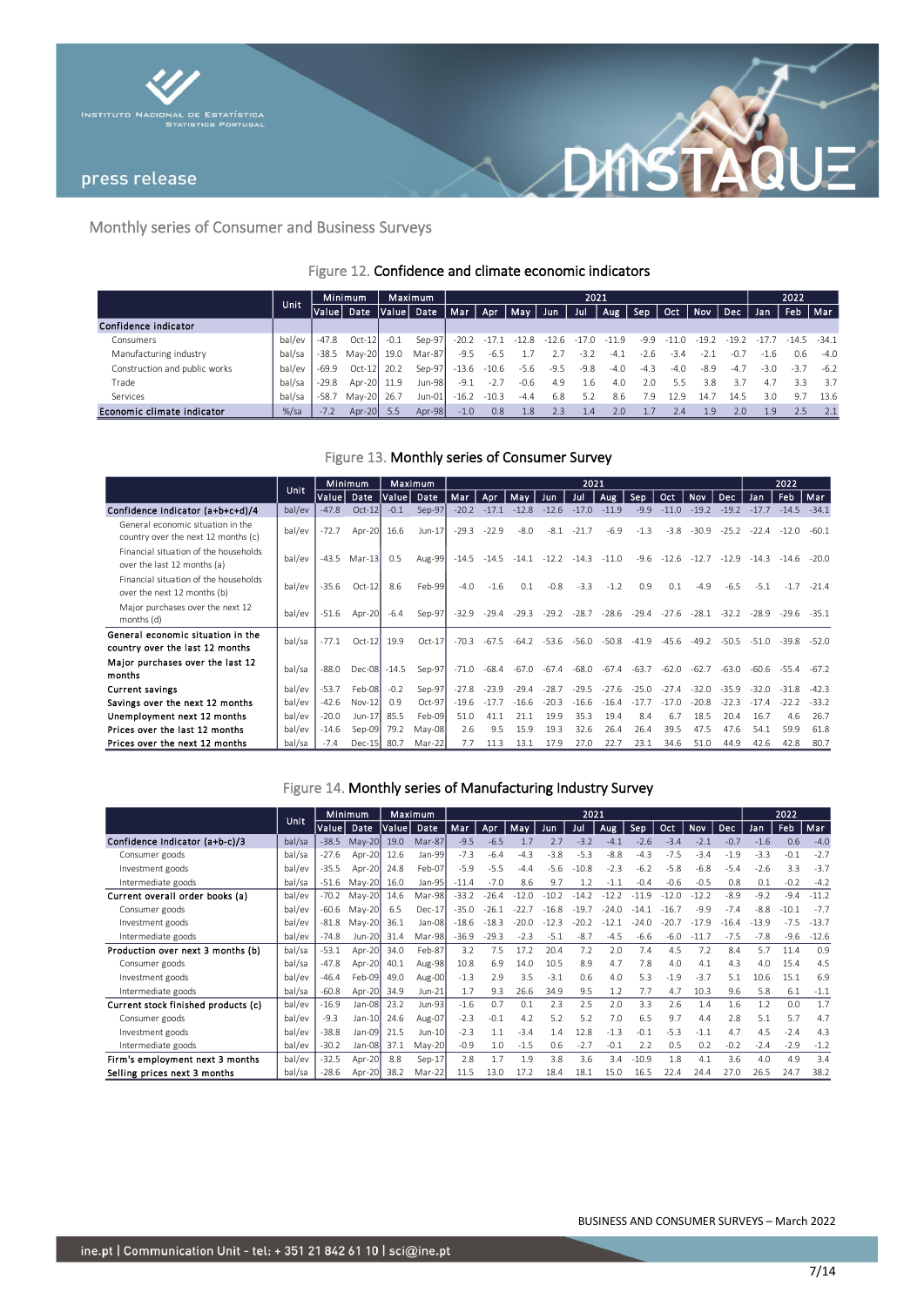Monthly series of Consumer and Business Surveys

Figure 12. **Confidence and climate economic indicators**

| | Unit | Minimum | | Maximum | | 2021 | | | | | | | | | | 2022 | | |
|---|---|---|---|---|---|---|---|---|---|---|---|---|---|---|---|---|---|---|
| | | Value | Date | Value | Date | Mar | Apr | May | Jun | Jul | Aug | Sep | Oct | Nov | Dec | Jan | Feb | Mar |
| **Confidence indicator** | | | | | | | | | | | | | | | | | | |
| Consumers | bal/ev | -47.8 | Oct-12 | -0.1 | Sep-97 | -20.2 | -17.1 | -12.8 | -12.6 | -17.0 | -11.9 | -9.9 | -11.0 | -19.2 | -19.2 | -17.7 | -14.5 | -34.1 |
| Manufacturing industry | bal/sa | -38.5 | May-20 | 19.0 | Mar-87 | -9.5 | -6.5 | 1.7 | 2.7 | -3.2 | -4.1 | -2.6 | -3.4 | -2.1 | -0.7 | -1.6 | 0.6 | -4.0 |
| Construction and public works | bal/ev | -69.9 | Oct-12 | 20.2 | Sep-97 | -13.6 | -10.6 | -5.6 | -9.5 | -9.8 | -4.0 | -4.3 | -4.0 | -8.9 | -4.7 | -3.0 | -3.7 | -6.2 |
| Trade | bal/sa | -29.8 | Apr-20 | 11.9 | Jun-98 | -9.1 | -2.7 | -0.6 | 4.9 | 1.6 | 4.0 | 2.0 | 5.5 | 3.8 | 3.7 | 4.7 | 3.3 | 3.7 |
| Services | bal/sa | -58.7 | May-20 | 26.7 | Jun-01 | -16.2 | -10.3 | -4.4 | 6.8 | 5.2 | 8.6 | 7.9 | 12.9 | 14.7 | 14.5 | 3.0 | 9.7 | 13.6 |
| **Economic climate indicator** | %/sa | -7.2 | Apr-20 | 5.5 | Apr-98 | -1.0 | 0.8 | 1.8 | 2.3 | 1.4 | 2.0 | 1.7 | 2.4 | 1.9 | 2.0 | 1.9 | 2.5 | 2.1 |

Figure 13. **Monthly series of Consumer Survey**

| | Unit | Minimum | | Maximum | | 2021 | | | | | | | | | | 2022 | | |
|---|---|---|---|---|---|---|---|---|---|---|---|---|---|---|---|---|---|---|
| | | Value | Date | Value | Date | Mar | Apr | May | Jun | Jul | Aug | Sep | Oct | Nov | Dec | Jan | Feb | Mar |
| **Confidence indicator (a+b+c+d)/4** | bal/ev | -47.8 | Oct-12 | -0.1 | Sep-97 | -20.2 | -17.1 | -12.8 | -12.6 | -17.0 | -11.9 | -9.9 | -11.0 | -19.2 | -19.2 | -17.7 | -14.5 | -34.1 |
| General economic situation in the country over the next 12 months (c) | bal/ev | -72.7 | Apr-20 | 16.6 | Jun-17 | -29.3 | -22.9 | -8.0 | -8.1 | -21.7 | -6.9 | -1.3 | -3.8 | -30.9 | -25.2 | -22.4 | -12.0 | -60.1 |
| Financial situation of the households over the last 12 months (a) | bal/ev | -43.5 | Mar-13 | 0.5 | Aug-99 | -14.5 | -14.5 | -14.1 | -12.2 | -14.3 | -11.0 | -9.6 | -12.6 | -12.7 | -12.9 | -14.3 | -14.6 | -20.0 |
| Financial situation of the households over the next 12 months (b) | bal/ev | -35.6 | Oct-12 | 8.6 | Feb-99 | -4.0 | -1.6 | 0.1 | -0.8 | -3.3 | -1.2 | 0.9 | 0.1 | -4.9 | -6.5 | -5.1 | -1.7 | -21.4 |
| Major purchases over the next 12 months (d) | bal/ev | -51.6 | Apr-20 | -6.4 | Sep-97 | -32.9 | -29.4 | -29.3 | -29.2 | -28.7 | -28.6 | -29.4 | -27.6 | -28.1 | -32.2 | -28.9 | -29.6 | -35.1 |
| **General economic situation in the country over the last 12 months** | bal/sa | -77.1 | Oct-12 | 19.9 | Oct-17 | -70.3 | -67.5 | -64.2 | -53.6 | -56.0 | -50.8 | -41.9 | -45.6 | -49.2 | -50.5 | -51.0 | -39.8 | -52.0 |
| **Major purchases over the last 12 months** | bal/sa | -88.0 | Dec-08 | -14.5 | Sep-97 | -71.0 | -68.4 | -67.0 | -67.4 | -68.0 | -67.4 | -63.7 | -62.0 | -62.7 | -63.0 | -60.6 | -55.4 | -67.2 |
| **Current savings** | bal/ev | -53.7 | Feb-08 | -0.2 | Sep-97 | -27.8 | -23.9 | -29.4 | -28.7 | -29.5 | -27.6 | -25.0 | -27.4 | -32.0 | -35.9 | -32.0 | -31.8 | -42.3 |
| **Savings over the next 12 months** | bal/ev | -42.6 | Nov-12 | 0.9 | Oct-97 | -19.6 | -17.7 | -16.6 | -20.3 | -16.6 | -16.4 | -17.7 | -17.0 | -20.8 | -22.3 | -17.4 | -22.2 | -33.2 |
| **Unemployment next 12 months** | bal/ev | -20.0 | Jun-17 | 85.5 | Feb-09 | 51.0 | 41.1 | 21.1 | 19.9 | 35.3 | 19.4 | 8.4 | 6.7 | 18.5 | 20.4 | 16.7 | 4.6 | 26.7 |
| **Prices over the last 12 months** | bal/ev | -14.6 | Sep-09 | 79.2 | May-08 | 2.6 | 9.5 | 15.9 | 19.3 | 32.6 | 26.4 | 26.4 | 39.5 | 47.5 | 47.6 | 54.1 | 59.9 | 61.8 |
| **Prices over the next 12 months** | bal/sa | -7.4 | Dec-15 | 80.7 | Mar-22 | 7.7 | 11.3 | 13.1 | 17.9 | 27.0 | 22.7 | 23.1 | 34.6 | 51.0 | 44.9 | 42.6 | 42.8 | 80.7 |

Figure 14. **Monthly series of Manufacturing Industry Survey**

| | Unit | Minimum | | Maximum | | 2021 | | | | | | | | | | 2022 | | |
|---|---|---|---|---|---|---|---|---|---|---|---|---|---|---|---|---|---|---|
| | | Value | Date | Value | Date | Mar | Apr | May | Jun | Jul | Aug | Sep | Oct | Nov | Dec | Jan | Feb | Mar |
| **Confidence Indicator (a+b-c)/3** | bal/sa | -38.5 | May-20 | 19.0 | Mar-87 | -9.5 | -6.5 | 1.7 | 2.7 | -3.2 | -4.1 | -2.6 | -3.4 | -2.1 | -0.7 | -1.6 | 0.6 | -4.0 |
| Consumer goods | bal/sa | -27.6 | Apr-20 | 12.6 | Jan-99 | -7.3 | -6.4 | -4.3 | -3.8 | -5.3 | -8.8 | -4.3 | -7.5 | -3.4 | -1.9 | -3.3 | -0.1 | -2.7 |
| Investment goods | bal/ev | -35.5 | Apr-20 | 24.8 | Feb-07 | -5.9 | -5.5 | -4.4 | -5.6 | -10.8 | -2.3 | -6.2 | -5.8 | -6.8 | -5.4 | -2.6 | 3.3 | -3.7 |
| Intermediate goods | bal/sa | -51.6 | May-20 | 16.0 | Jan-95 | -11.4 | -7.0 | 8.6 | 9.7 | 1.2 | -1.1 | -0.4 | -0.6 | -0.5 | 0.8 | 0.1 | -0.2 | -4.2 |
| **Current overall order books (a)** | bal/ev | -70.2 | May-20 | 14.6 | Mar-98 | -33.2 | -26.4 | -12.0 | -10.2 | -14.2 | -12.2 | -11.9 | -12.0 | -12.2 | -8.9 | -9.2 | -9.4 | -11.2 |
| Consumer goods | bal/ev | -60.6 | May-20 | 6.5 | Dec-17 | -35.0 | -26.1 | -22.7 | -16.8 | -19.7 | -24.0 | -14.1 | -16.7 | -9.9 | -7.4 | -8.8 | -10.1 | -7.7 |
| Investment goods | bal/ev | -81.8 | May-20 | 36.1 | Jan-08 | -18.6 | -18.3 | -20.0 | -12.3 | -20.2 | -12.1 | -24.0 | -20.7 | -17.9 | -16.4 | -13.9 | -7.5 | -13.7 |
| Intermediate goods | bal/ev | -74.8 | Jun-20 | 31.4 | Mar-98 | -36.9 | -29.3 | -2.3 | -5.1 | -8.7 | -4.5 | -6.6 | -6.0 | -11.7 | -7.5 | -7.8 | -9.6 | -12.6 |
| **Production over next 3 months (b)** | bal/sa | -53.1 | Apr-20 | 34.0 | Feb-87 | 3.2 | 7.5 | 17.2 | 20.4 | 7.2 | 2.0 | 7.4 | 4.5 | 7.2 | 8.4 | 5.7 | 11.4 | 0.9 |
| Consumer goods | bal/sa | -47.8 | Apr-20 | 40.1 | Aug-98 | 10.8 | 6.9 | 14.0 | 10.5 | 8.9 | 4.7 | 7.8 | 4.0 | 4.1 | 4.3 | 4.0 | 15.4 | 4.5 |
| Investment goods | bal/ev | -46.4 | Feb-09 | 49.0 | Aug-00 | -1.3 | 2.9 | 3.5 | -3.1 | 0.6 | 4.0 | 5.3 | -1.9 | -3.7 | 5.1 | 10.6 | 15.1 | 6.9 |
| Intermediate goods | bal/sa | -60.8 | Apr-20 | 34.9 | Jun-21 | 1.7 | 9.3 | 26.6 | 34.9 | 9.5 | 1.2 | 7.7 | 4.7 | 10.3 | 9.6 | 5.8 | 6.1 | -1.1 |
| **Current stock finished products (c)** | bal/ev | -16.9 | Jan-08 | 23.2 | Jun-93 | -1.6 | 0.7 | 0.1 | 2.3 | 2.5 | 2.0 | 3.3 | 2.6 | 1.4 | 1.6 | 1.2 | 0.0 | 1.7 |
| Consumer goods | bal/ev | -9.3 | Jan-10 | 24.6 | Aug-07 | -2.3 | -0.1 | 4.2 | 5.2 | 5.2 | 7.0 | 6.5 | 9.7 | 4.4 | 2.8 | 5.1 | 5.7 | 4.7 |
| Investment goods | bal/ev | -38.8 | Jan-09 | 21.5 | Jun-10 | -2.3 | 1.1 | -3.4 | 1.4 | 12.8 | -1.3 | -0.1 | -5.3 | -1.1 | 4.7 | 4.5 | -2.4 | 4.3 |
| Intermediate goods | bal/ev | -30.2 | Jan-08 | 37.1 | May-20 | -0.9 | 1.0 | -1.5 | 0.6 | -2.7 | -0.1 | 2.2 | 0.5 | 0.2 | -0.2 | -2.4 | -2.9 | -1.2 |
| **Firm's employment next 3 months** | bal/ev | -32.5 | Apr-20 | 8.8 | Sep-17 | 2.8 | 1.7 | 1.9 | 3.8 | 3.6 | 3.4 | -10.9 | 1.8 | 4.1 | 3.6 | 4.0 | 4.9 | 3.4 |
| **Selling prices next 3 months** | bal/sa | -28.6 | Apr-20 | 38.2 | Mar-22 | 11.5 | 13.0 | 17.2 | 18.4 | 18.1 | 15.0 | 16.5 | 22.4 | 24.4 | 27.0 | 26.5 | 24.7 | 38.2 |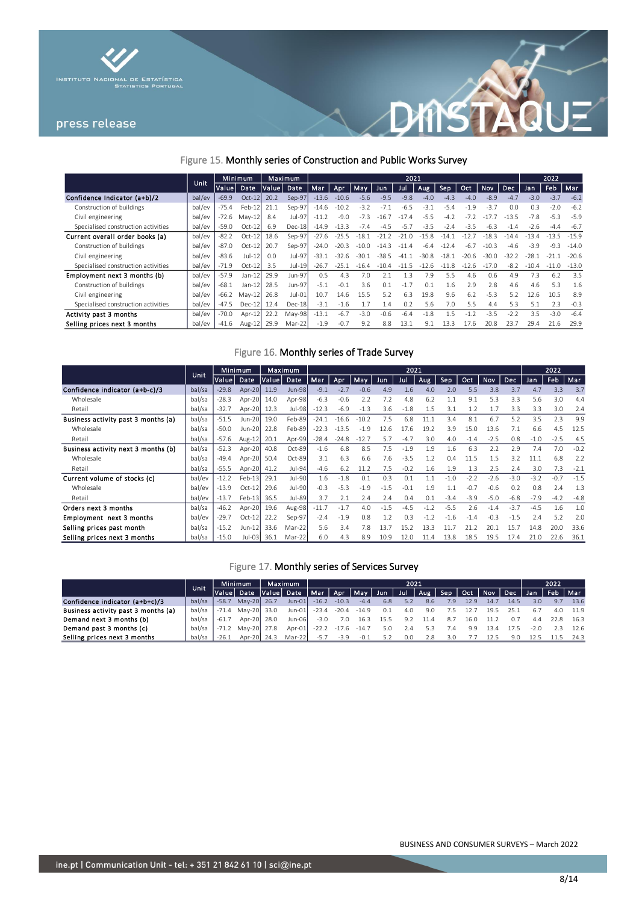Figure 15. Monthly series of Construction and Public Works Survey

| | Unit | Minimum | | Maximum | | 2021 | | | | | | | | | | 2022 | | |
|---|---|---|---|---|---|---|---|---|---|---|---|---|---|---|---|---|---|---|
| | | Value | Date | Value | Date | Mar | Apr | May | Jun | Jul | Aug | Sep | Oct | Nov | Dec | Jan | Feb | Mar |
| Confidence Indicator (a+b)/2 | bal/ev | -69.9 | Oct-12 | 20.2 | Sep-97 | -13.6 | -10.6 | -5.6 | -9.5 | -9.8 | -4.0 | -4.3 | -4.0 | -8.9 | -4.7 | -3.0 | -3.7 | -6.2 |
| Construction of buildings | bal/ev | -75.4 | Feb-12 | 21.1 | Sep-97 | -14.6 | -10.2 | -3.2 | -7.1 | -6.5 | -3.1 | -5.4 | -1.9 | -3.7 | 0.0 | 0.3 | -2.0 | -6.2 |
| Civil engineering | bal/ev | -72.6 | May-12 | 8.4 | Jul-97 | -11.2 | -9.0 | -7.3 | -16.7 | -17.4 | -5.5 | -4.2 | -7.2 | -17.7 | -13.5 | -7.8 | -5.3 | -5.9 |
| Specialised construction activities | bal/ev | -59.0 | Oct-12 | 6.9 | Dec-18 | -14.9 | -13.3 | -7.4 | -4.5 | -5.7 | -3.5 | -2.4 | -3.5 | -6.3 | -1.4 | -2.6 | -4.4 | -6.7 |
| Current overall order books (a) | bal/ev | -82.2 | Oct-12 | 18.6 | Sep-97 | -27.6 | -25.5 | -18.1 | -21.2 | -21.0 | -15.8 | -14.1 | -12.7 | -18.3 | -14.4 | -13.4 | -13.5 | -15.9 |
| Construction of buildings | bal/ev | -87.0 | Oct-12 | 20.7 | Sep-97 | -24.0 | -20.3 | -10.0 | -14.3 | -11.4 | -6.4 | -12.4 | -6.7 | -10.3 | -4.6 | -3.9 | -9.3 | -14.0 |
| Civil engineering | bal/ev | -83.6 | Jul-12 | 0.0 | Jul-97 | -33.1 | -32.6 | -30.1 | -38.5 | -41.1 | -30.8 | -18.1 | -20.6 | -30.0 | -32.2 | -28.1 | -21.1 | -20.6 |
| Specialised construction activities | bal/ev | -71.9 | Oct-12 | 3.5 | Jul-19 | -26.7 | -25.1 | -16.4 | -10.4 | -11.5 | -12.6 | -11.8 | -12.6 | -17.0 | -8.2 | -10.4 | -11.0 | -13.0 |
| Employment next 3 months (b) | bal/ev | -57.9 | Jan-12 | 29.9 | Jun-97 | 0.5 | 4.3 | 7.0 | 2.1 | 1.3 | 7.9 | 5.5 | 4.6 | 0.6 | 4.9 | 7.3 | 6.2 | 3.5 |
| Construction of buildings | bal/ev | -68.1 | Jan-12 | 28.5 | Jun-97 | -5.1 | -0.1 | 3.6 | 0.1 | -1.7 | 0.1 | 1.6 | 2.9 | 2.8 | 4.6 | 4.6 | 5.3 | 1.6 |
| Civil engineering | bal/ev | -66.2 | May-12 | 26.8 | Jul-01 | 10.7 | 14.6 | 15.5 | 5.2 | 6.3 | 19.8 | 9.6 | 6.2 | -5.3 | 5.2 | 12.6 | 10.5 | 8.9 |
| Specialised construction activities | bal/ev | -47.5 | Dec-12 | 12.4 | Dec-18 | -3.1 | -1.6 | 1.7 | 1.4 | 0.2 | 5.6 | 7.0 | 5.5 | 4.4 | 5.3 | 5.1 | 2.3 | -0.3 |
| Activity past 3 months | bal/ev | -70.0 | Apr-12 | 22.2 | May-98 | -13.1 | -6.7 | -3.0 | -0.6 | -6.4 | -1.8 | 1.5 | -1.2 | -3.5 | -2.2 | 3.5 | -3.0 | -6.4 |
| Selling prices next 3 months | bal/ev | -41.6 | Aug-12 | 29.9 | Mar-22 | -1.9 | -0.7 | 9.2 | 8.8 | 13.1 | 9.1 | 13.3 | 17.6 | 20.8 | 23.7 | 29.4 | 21.6 | 29.9 |

Figure 16. Monthly series of Trade Survey

| | Unit | Minimum | | Maximum | | 2021 | | | | | | | | | | 2022 | | |
|---|---|---|---|---|---|---|---|---|---|---|---|---|---|---|---|---|---|---|
| | | Value | Date | Value | Date | Mar | Apr | May | Jun | Jul | Aug | Sep | Oct | Nov | Dec | Jan | Feb | Mar |
| Confidence indicator (a+b-c)/3 | bal/sa | -29.8 | Apr-20 | 11.9 | Jun-98 | -9.1 | -2.7 | -0.6 | 4.9 | 1.6 | 4.0 | 2.0 | 5.5 | 3.8 | 3.7 | 4.7 | 3.3 | 3.7 |
| Wholesale | bal/sa | -28.3 | Apr-20 | 14.0 | Apr-98 | -6.3 | -0.6 | 2.2 | 7.2 | 4.8 | 6.2 | 1.1 | 9.1 | 5.3 | 3.3 | 5.6 | 3.0 | 4.4 |
| Retail | bal/sa | -32.7 | Apr-20 | 12.3 | Jul-98 | -12.3 | -6.9 | -1.3 | 3.6 | -1.8 | 1.5 | 3.1 | 1.2 | 1.7 | 3.3 | 3.3 | 3.0 | 2.4 |
| Business activity past 3 months (a) | bal/sa | -51.5 | Jun-20 | 19.0 | Feb-89 | -24.1 | -16.6 | -10.2 | 7.5 | 6.8 | 11.1 | 3.4 | 8.1 | 6.7 | 5.2 | 3.5 | 2.3 | 9.9 |
| Wholesale | bal/sa | -50.0 | Jun-20 | 22.8 | Feb-89 | -22.3 | -13.5 | -1.9 | 12.6 | 17.6 | 19.2 | 3.9 | 15.0 | 13.6 | 7.1 | 6.6 | 4.5 | 12.5 |
| Retail | bal/sa | -57.6 | Aug-12 | 20.1 | Apr-99 | -28.4 | -24.8 | -12.7 | 5.7 | -4.7 | 3.0 | 4.0 | -1.4 | -2.5 | 0.8 | -1.0 | -2.5 | 4.5 |
| Business activity next 3 months (b) | bal/sa | -52.3 | Apr-20 | 40.8 | Oct-89 | -1.6 | 6.8 | 8.5 | 7.5 | -1.9 | 1.9 | 1.6 | 6.3 | 2.2 | 2.9 | 7.4 | 7.0 | -0.2 |
| Wholesale | bal/sa | -49.4 | Apr-20 | 50.4 | Oct-89 | 3.1 | 6.3 | 6.6 | 7.6 | -3.5 | 1.2 | 0.4 | 11.5 | 1.5 | 3.2 | 11.1 | 6.8 | 2.2 |
| Retail | bal/sa | -55.5 | Apr-20 | 41.2 | Jul-94 | -4.6 | 6.2 | 11.2 | 7.5 | -0.2 | 1.6 | 1.9 | 1.3 | 2.5 | 2.4 | 3.0 | 7.3 | -2.1 |
| Current volume of stocks (c) | bal/ev | -12.2 | Feb-13 | 29.1 | Jul-90 | 1.6 | -1.8 | 0.1 | 0.3 | 0.1 | 1.1 | -1.0 | -2.2 | -2.6 | -3.0 | -3.2 | -0.7 | -1.5 |
| Wholesale | bal/ev | -13.9 | Oct-12 | 29.6 | Jul-90 | -0.3 | -5.3 | -1.9 | -1.5 | -0.1 | 1.9 | 1.1 | -0.7 | -0.6 | 0.2 | 0.8 | 2.4 | 1.3 |
| Retail | bal/ev | -13.7 | Feb-13 | 36.5 | Jul-89 | 3.7 | 2.1 | 2.4 | 2.4 | 0.4 | 0.1 | -3.4 | -3.9 | -5.0 | -6.8 | -7.9 | -4.2 | -4.8 |
| Orders next 3 months | bal/sa | -46.2 | Apr-20 | 19.6 | Aug-98 | -11.7 | -1.7 | 4.0 | -1.5 | -4.5 | -1.2 | -5.5 | 2.6 | -1.4 | -3.7 | -4.5 | 1.6 | 1.0 |
| Employment next 3 months | bal/ev | -29.7 | Oct-12 | 22.2 | Sep-97 | -2.4 | -1.9 | 0.8 | 1.2 | 0.3 | -1.2 | -1.6 | -1.4 | -0.3 | -1.5 | 2.4 | 5.2 | 2.0 |
| Selling prices past month | bal/sa | -15.2 | Jun-12 | 33.6 | Mar-22 | 5.6 | 3.4 | 7.8 | 13.7 | 15.2 | 13.3 | 11.7 | 21.2 | 20.1 | 15.7 | 14.8 | 20.0 | 33.6 |
| Selling prices next 3 months | bal/sa | -15.0 | Jul-03 | 36.1 | Mar-22 | 6.0 | 4.3 | 8.9 | 10.9 | 12.0 | 11.4 | 13.8 | 18.5 | 19.5 | 17.4 | 21.0 | 22.6 | 36.1 |

Figure 17. Monthly series of Services Survey

| | Unit | Minimum | | Maximum | | 2021 | | | | | | | | | | 2022 | | |
|---|---|---|---|---|---|---|---|---|---|---|---|---|---|---|---|---|---|---|
| | | Value | Date | Value | Date | Mar | Apr | May | Jun | Jul | Aug | Sep | Oct | Nov | Dec | Jan | Feb | Mar |
| Confidence indicator (a+b+c)/3 | bal/sa | -58.7 | May-20 | 26.7 | Jun-01 | -16.2 | -10.3 | -4.4 | 6.8 | 5.2 | 8.6 | 7.9 | 12.9 | 14.7 | 14.5 | 3.0 | 9.7 | 13.6 |
| Business activity past 3 months (a) | bal/sa | -71.4 | May-20 | 33.0 | Jun-01 | -23.4 | -20.4 | -14.9 | 0.1 | 4.0 | 9.0 | 7.5 | 12.7 | 19.5 | 25.1 | 6.7 | 4.0 | 11.9 |
| Demand next 3 months (b) | bal/sa | -61.7 | Apr-20 | 28.0 | Jun-06 | -3.0 | 7.0 | 16.3 | 15.5 | 9.2 | 11.4 | 8.7 | 16.0 | 11.2 | 0.7 | 4.4 | 22.8 | 16.3 |
| Demand past 3 months (c) | bal/sa | -71.2 | May-20 | 27.8 | Apr-01 | -22.2 | -17.6 | -14.7 | 5.0 | 2.4 | 5.3 | 7.4 | 9.9 | 13.4 | 17.5 | -2.0 | 2.3 | 12.6 |
| Selling prices next 3 months | bal/sa | -26.1 | Apr-20 | 24.3 | Mar-22 | -5.7 | -3.9 | -0.1 | 5.2 | 0.0 | 2.8 | 3.0 | 7.7 | 12.5 | 9.0 | 12.5 | 11.5 | 24.3 |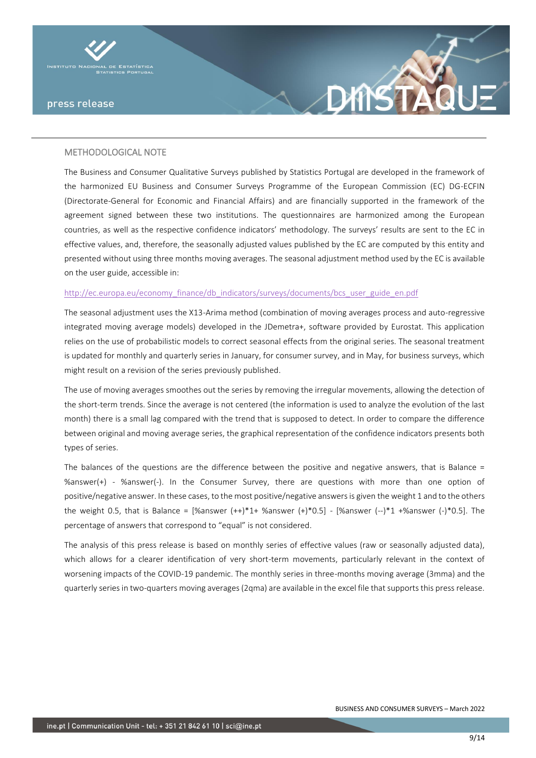## METHODOLOGICAL NOTE

The Business and Consumer Qualitative Surveys published by Statistics Portugal are developed in the framework of the harmonized EU Business and Consumer Surveys Programme of the European Commission (EC) DG-ECFIN (Directorate-General for Economic and Financial Affairs) and are financially supported in the framework of the agreement signed between these two institutions. The questionnaires are harmonized among the European countries, as well as the respective confidence indicators' methodology. The surveys' results are sent to the EC in effective values, and, therefore, the seasonally adjusted values published by the EC are computed by this entity and presented without using three months moving averages. The seasonal adjustment method used by the EC is available on the user guide, accessible in:

http://ec.europa.eu/economy_finance/db_indicators/surveys/documents/bcs_user_guide_en.pdf

The seasonal adjustment uses the X13-Arima method (combination of moving averages process and auto-regressive integrated moving average models) developed in the JDemetra+, software provided by Eurostat. This application relies on the use of probabilistic models to correct seasonal effects from the original series. The seasonal treatment is updated for monthly and quarterly series in January, for consumer survey, and in May, for business surveys, which might result on a revision of the series previously published.

The use of moving averages smoothes out the series by removing the irregular movements, allowing the detection of the short-term trends. Since the average is not centered (the information is used to analyze the evolution of the last month) there is a small lag compared with the trend that is supposed to detect. In order to compare the difference between original and moving average series, the graphical representation of the confidence indicators presents both types of series.

The balances of the questions are the difference between the positive and negative answers, that is Balance = %answer(+) - %answer(-). In the Consumer Survey, there are questions with more than one option of positive/negative answer. In these cases, to the most positive/negative answers is given the weight 1 and to the others the weight 0.5, that is Balance = [%answer (++)*1+ %answer (+)*0.5] - [%answer (--)*1 +%answer (-)*0.5]. The percentage of answers that correspond to "equal" is not considered.

The analysis of this press release is based on monthly series of effective values (raw or seasonally adjusted data), which allows for a clearer identification of very short-term movements, particularly relevant in the context of worsening impacts of the COVID-19 pandemic. The monthly series in three-months moving average (3mma) and the quarterly series in two-quarters moving averages (2qma) are available in the excel file that supports this press release.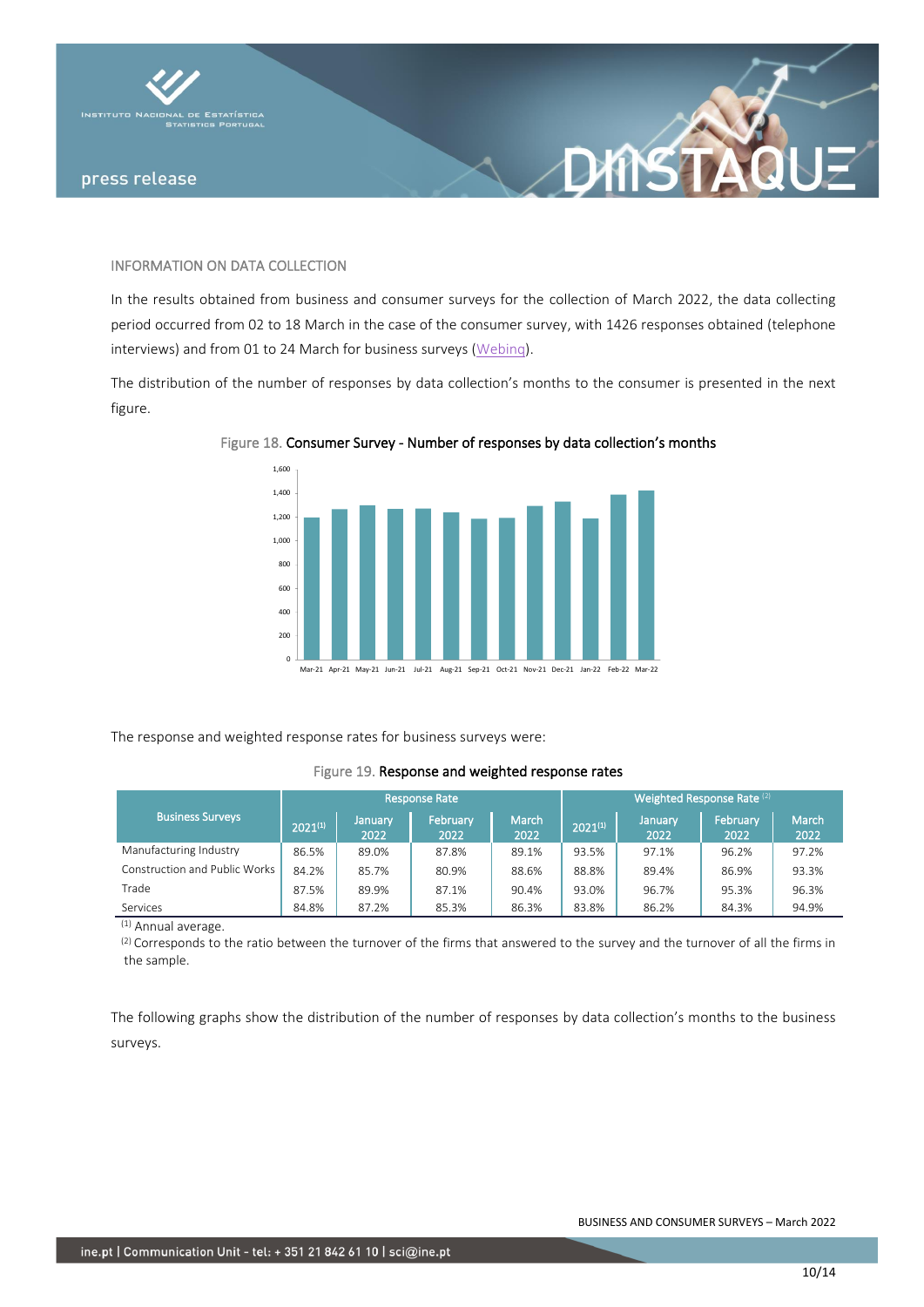## INFORMATION ON DATA COLLECTION

In the results obtained from business and consumer surveys for the collection of March 2022, the data collecting period occurred from 02 to 18 March in the case of the consumer survey, with 1426 responses obtained (telephone interviews) and from 01 to 24 March for business surveys (Webinq).

The distribution of the number of responses by data collection's months to the consumer is presented in the next figure.

Figure 18. **Consumer Survey - Number of responses by data collection's months**

The response and weighted response rates for business surveys were:

Figure 19. **Response and weighted response rates**

| Business Surveys | Response Rate | | | | Weighted Response Rate [2] | | | |
|---|---|---|---|---|---|---|---|---|
| | 2021[1] | January 2022 | February 2022 | March 2022 | 2021[1] | January 2022 | February 2022 | March 2022 |
| Manufacturing Industry | 86.5% | 89.0% | 87.8% | 89.1% | 93.5% | 97.1% | 96.2% | 97.2% |
| Construction and Public Works | 84.2% | 85.7% | 80.9% | 88.6% | 88.8% | 89.4% | 86.9% | 93.3% |
| Trade | 87.5% | 89.9% | 87.1% | 90.4% | 93.0% | 96.7% | 95.3% | 96.3% |
| Services | 84.8% | 87.2% | 85.3% | 86.3% | 83.8% | 86.2% | 84.3% | 94.9% |

[1] Annual average.

[2] Corresponds to the ratio between the turnover of the firms that answered to the survey and the turnover of all the firms in the sample.

The following graphs show the distribution of the number of responses by data collection's months to the business surveys.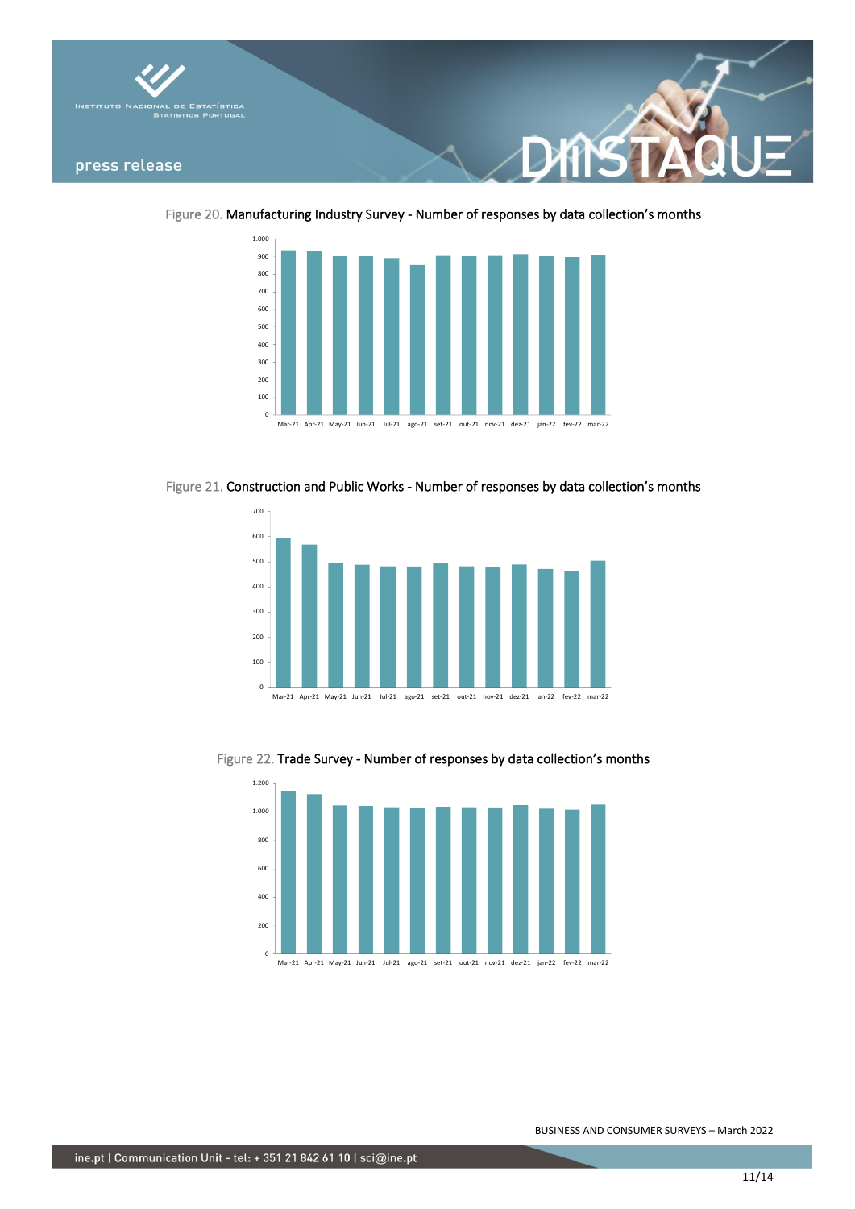Figure 20. Manufacturing Industry Survey - Number of responses by data collection's months

Figure 21. Construction and Public Works - Number of responses by data collection's months

Figure 22. Trade Survey - Number of responses by data collection's months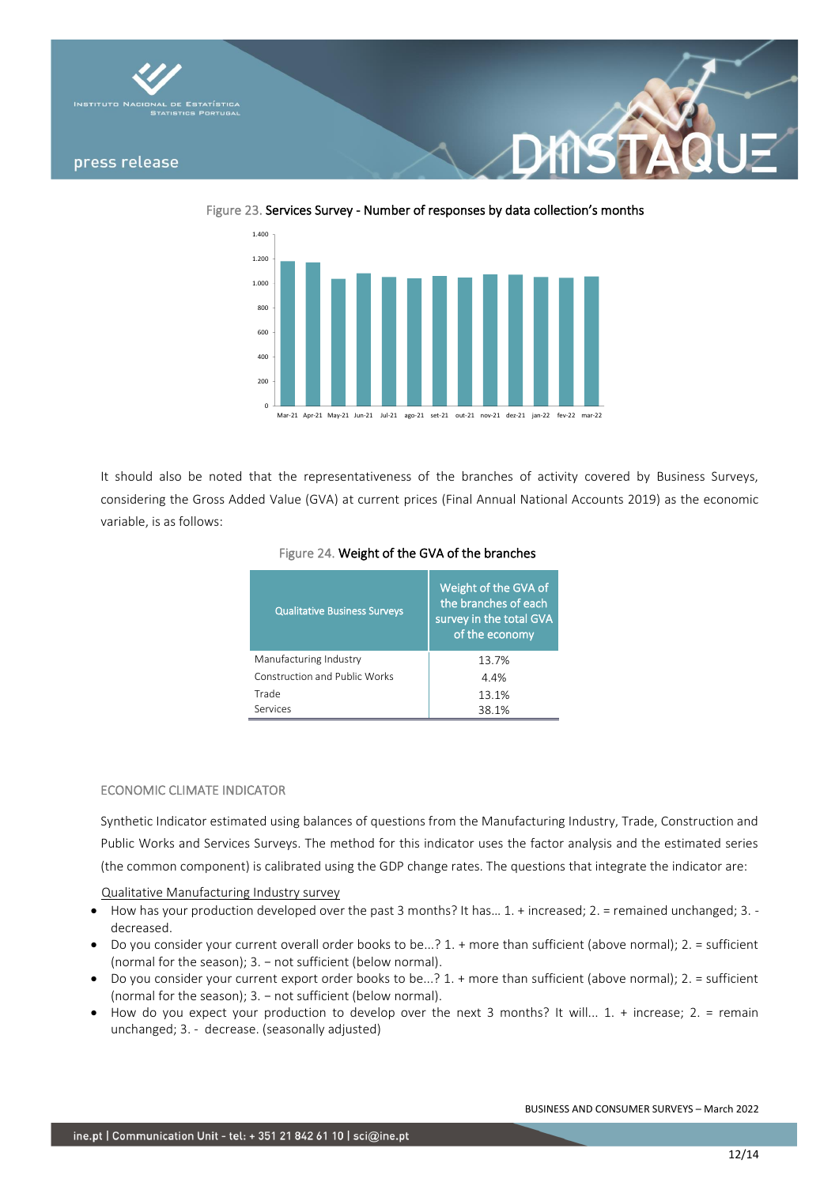Figure 23. Services Survey - Number of responses by data collection's months

It should also be noted that the representativeness of the branches of activity covered by Business Surveys, considering the Gross Added Value (GVA) at current prices (Final Annual National Accounts 2019) as the economic variable, is as follows:

Figure 24. Weight of the GVA of the branches

| Qualitative Business Surveys | Weight of the GVA of the branches of each survey in the total GVA of the economy |
|---|---|
| Manufacturing Industry | 13.7% |
| Construction and Public Works | 4.4% |
| Trade | 13.1% |
| Services | 38.1% |

## ECONOMIC CLIMATE INDICATOR

Synthetic Indicator estimated using balances of questions from the Manufacturing Industry, Trade, Construction and Public Works and Services Surveys. The method for this indicator uses the factor analysis and the estimated series (the common component) is calibrated using the GDP change rates. The questions that integrate the indicator are:

Qualitative Manufacturing Industry survey

- How has your production developed over the past 3 months? It has... 1. + increased; 2. = remained unchanged; 3. - decreased.
- Do you consider your current overall order books to be...? 1. + more than sufficient (above normal); 2. = sufficient (normal for the season); 3. − not sufficient (below normal).
- Do you consider your current export order books to be...? 1. + more than sufficient (above normal); 2. = sufficient (normal for the season); 3. − not sufficient (below normal).
- How do you expect your production to develop over the next 3 months? It will... 1. + increase; 2. = remain unchanged; 3. - decrease. (seasonally adjusted)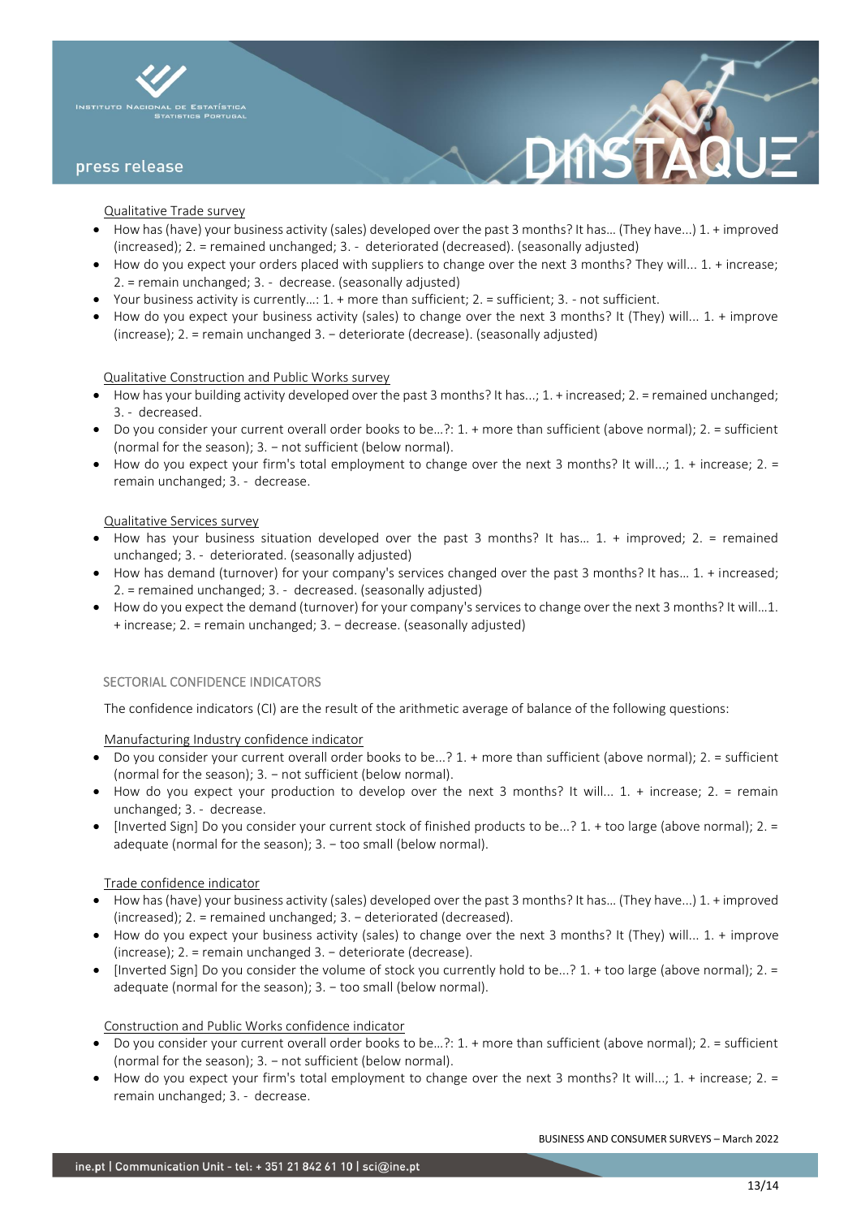Qualitative Trade survey

- How has (have) your business activity (sales) developed over the past 3 months? It has… (They have...) 1. + improved (increased); 2. = remained unchanged; 3. - deteriorated (decreased). (seasonally adjusted)
- How do you expect your orders placed with suppliers to change over the next 3 months? They will... 1. + increase; 2. = remain unchanged; 3. - decrease. (seasonally adjusted)
- Your business activity is currently…: 1. + more than sufficient; 2. = sufficient; 3. - not sufficient.
- How do you expect your business activity (sales) to change over the next 3 months? It (They) will... 1. + improve (increase); 2. = remain unchanged 3. − deteriorate (decrease). (seasonally adjusted)

Qualitative Construction and Public Works survey

- How has your building activity developed over the past 3 months? It has...; 1. + increased; 2. = remained unchanged; 3. - decreased.
- Do you consider your current overall order books to be…?: 1. + more than sufficient (above normal); 2. = sufficient (normal for the season); 3. − not sufficient (below normal).
- How do you expect your firm's total employment to change over the next 3 months? It will...; 1. + increase; 2. = remain unchanged; 3. - decrease.

Qualitative Services survey

- How has your business situation developed over the past 3 months? It has… 1. + improved; 2. = remained unchanged; 3. - deteriorated. (seasonally adjusted)
- How has demand (turnover) for your company's services changed over the past 3 months? It has… 1. + increased; 2. = remained unchanged; 3. - decreased. (seasonally adjusted)
- How do you expect the demand (turnover) for your company's services to change over the next 3 months? It will…1. + increase; 2. = remain unchanged; 3. − decrease. (seasonally adjusted)

## SECTORIAL CONFIDENCE INDICATORS

The confidence indicators (CI) are the result of the arithmetic average of balance of the following questions:

Manufacturing Industry confidence indicator

- Do you consider your current overall order books to be...? 1. + more than sufficient (above normal); 2. = sufficient (normal for the season); 3. − not sufficient (below normal).
- How do you expect your production to develop over the next 3 months? It will... 1. + increase; 2. = remain unchanged; 3. - decrease.
- [Inverted Sign] Do you consider your current stock of finished products to be...? 1. + too large (above normal); 2. = adequate (normal for the season); 3. − too small (below normal).

Trade confidence indicator

- How has (have) your business activity (sales) developed over the past 3 months? It has… (They have...) 1. + improved (increased); 2. = remained unchanged; 3. − deteriorated (decreased).
- How do you expect your business activity (sales) to change over the next 3 months? It (They) will... 1. + improve (increase); 2. = remain unchanged 3. − deteriorate (decrease).
- [Inverted Sign] Do you consider the volume of stock you currently hold to be...? 1. + too large (above normal); 2. = adequate (normal for the season); 3. − too small (below normal).

Construction and Public Works confidence indicator

- Do you consider your current overall order books to be…?: 1. + more than sufficient (above normal); 2. = sufficient (normal for the season); 3. − not sufficient (below normal).
- How do you expect your firm's total employment to change over the next 3 months? It will...; 1. + increase; 2. = remain unchanged; 3. - decrease.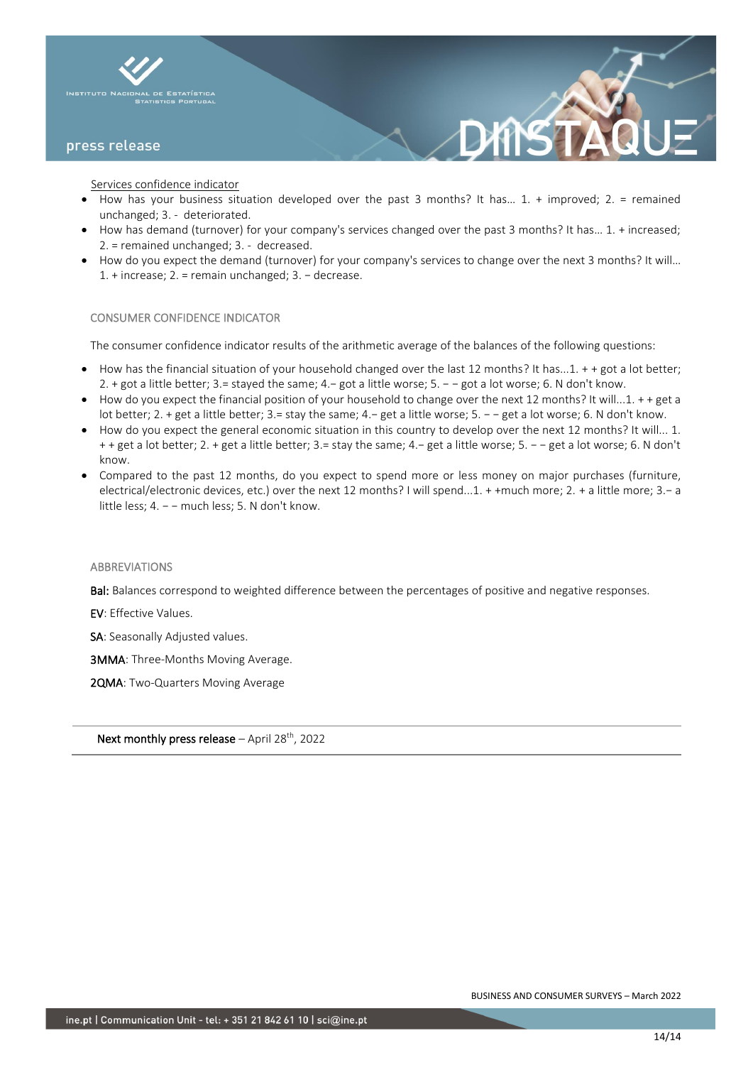Services confidence indicator

- How has your business situation developed over the past 3 months? It has… 1. + improved; 2. = remained unchanged; 3. - deteriorated.
- How has demand (turnover) for your company's services changed over the past 3 months? It has… 1. + increased; 2. = remained unchanged; 3. - decreased.
- How do you expect the demand (turnover) for your company's services to change over the next 3 months? It will… 1. + increase; 2. = remain unchanged; 3. – decrease.

## CONSUMER CONFIDENCE INDICATOR

The consumer confidence indicator results of the arithmetic average of the balances of the following questions:

- How has the financial situation of your household changed over the last 12 months? It has...1. + + got a lot better; 2. + got a little better; 3.= stayed the same; 4.– got a little worse; 5. – – got a lot worse; 6. N don't know.
- How do you expect the financial position of your household to change over the next 12 months? It will...1. + + get a lot better; 2. + get a little better; 3.= stay the same; 4.– get a little worse; 5. – – get a lot worse; 6. N don't know.
- How do you expect the general economic situation in this country to develop over the next 12 months? It will... 1. + + get a lot better; 2. + get a little better; 3.= stay the same; 4.– get a little worse; 5. – – get a lot worse; 6. N don't know.
- Compared to the past 12 months, do you expect to spend more or less money on major purchases (furniture, electrical/electronic devices, etc.) over the next 12 months? I will spend...1. + +much more; 2. + a little more; 3.– a little less; 4. – – much less; 5. N don't know.

## ABBREVIATIONS

**Bal:** Balances correspond to weighted difference between the percentages of positive and negative responses.

**EV**: Effective Values.

**SA**: Seasonally Adjusted values.

**3MMA**: Three-Months Moving Average.

**2QMA**: Two-Quarters Moving Average

**Next monthly press release** – April 28th, 2022